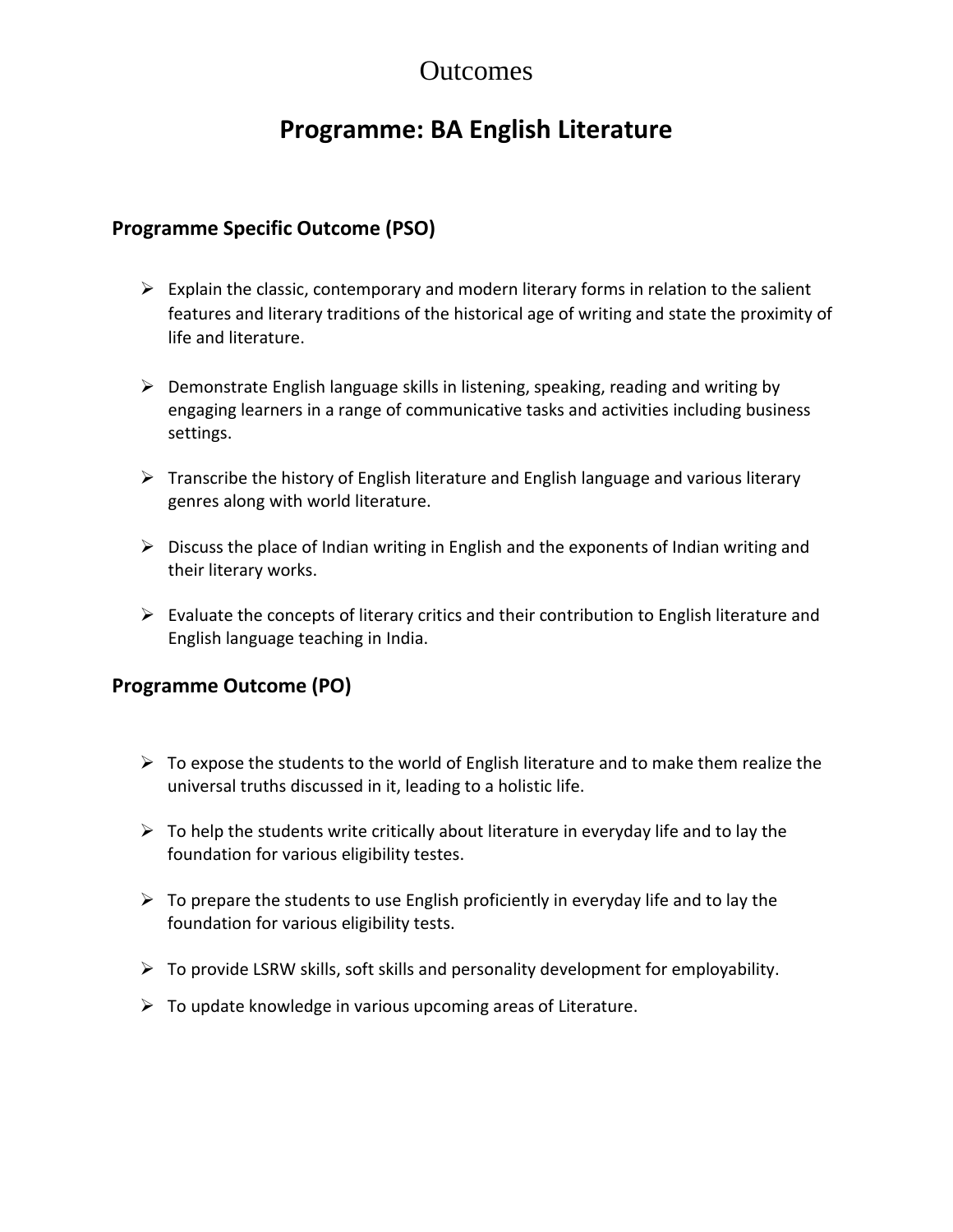# Outcomes

# Programme: BA English Literature

## Programme Specific Outcome (PSO)

- Explain the classic, contemporary and modern literary forms in relation to the salient features and literary traditions of the historical age of writing and state the proximity of life and literature.
- Demonstrate English language skills in listening, speaking, reading and writing by engaging learners in a range of communicative tasks and activities including business settings.
- Transcribe the history of English literature and English language and various literary genres along with world literature.
- Discuss the place of Indian writing in English and the exponents of Indian writing and their literary works.
- Evaluate the concepts of literary critics and their contribution to English literature and English language teaching in India.

## Programme Outcome (PO)

- To expose the students to the world of English literature and to make them realize the universal truths discussed in it, leading to a holistic life.
- To help the students write critically about literature in everyday life and to lay the foundation for various eligibility testes.
- To prepare the students to use English proficiently in everyday life and to lay the foundation for various eligibility tests.
- To provide LSRW skills, soft skills and personality development for employability.
- To update knowledge in various upcoming areas of Literature.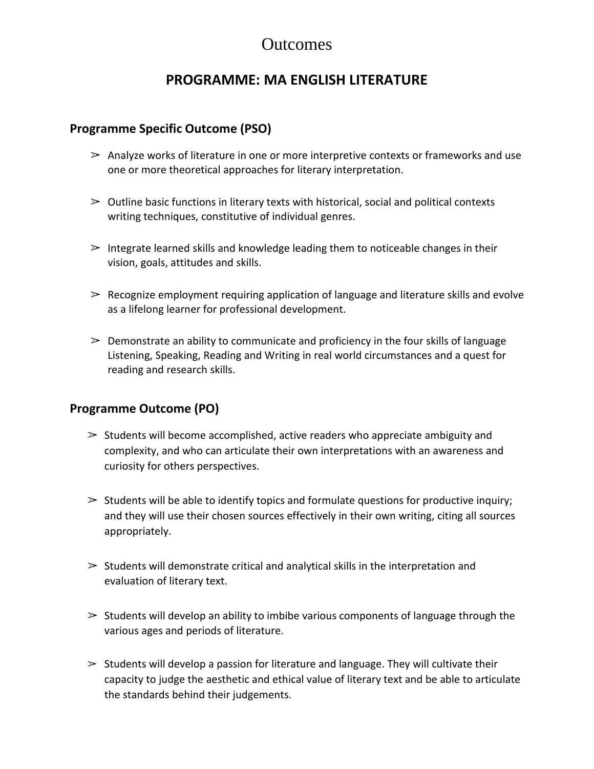# Outcomes

## PROGRAMME: MA ENGLISH LITERATURE

### Programme Specific Outcome (PSO)

- Analyze works of literature in one or more interpretive contexts or frameworks and use one or more theoretical approaches for literary interpretation.

- Outline basic functions in literary texts with historical, social and political contexts writing techniques, constitutive of individual genres.

- Integrate learned skills and knowledge leading them to noticeable changes in their vision, goals, attitudes and skills.

- Recognize employment requiring application of language and literature skills and evolve as a lifelong learner for professional development.

- Demonstrate an ability to communicate and proficiency in the four skills of language Listening, Speaking, Reading and Writing in real world circumstances and a quest for reading and research skills.

### Programme Outcome (PO)

- Students will become accomplished, active readers who appreciate ambiguity and complexity, and who can articulate their own interpretations with an awareness and curiosity for others perspectives.

- Students will be able to identify topics and formulate questions for productive inquiry; and they will use their chosen sources effectively in their own writing, citing all sources appropriately.

- Students will demonstrate critical and analytical skills in the interpretation and evaluation of literary text.

- Students will develop an ability to imbibe various components of language through the various ages and periods of literature.

- Students will develop a passion for literature and language. They will cultivate their capacity to judge the aesthetic and ethical value of literary text and be able to articulate the standards behind their judgements.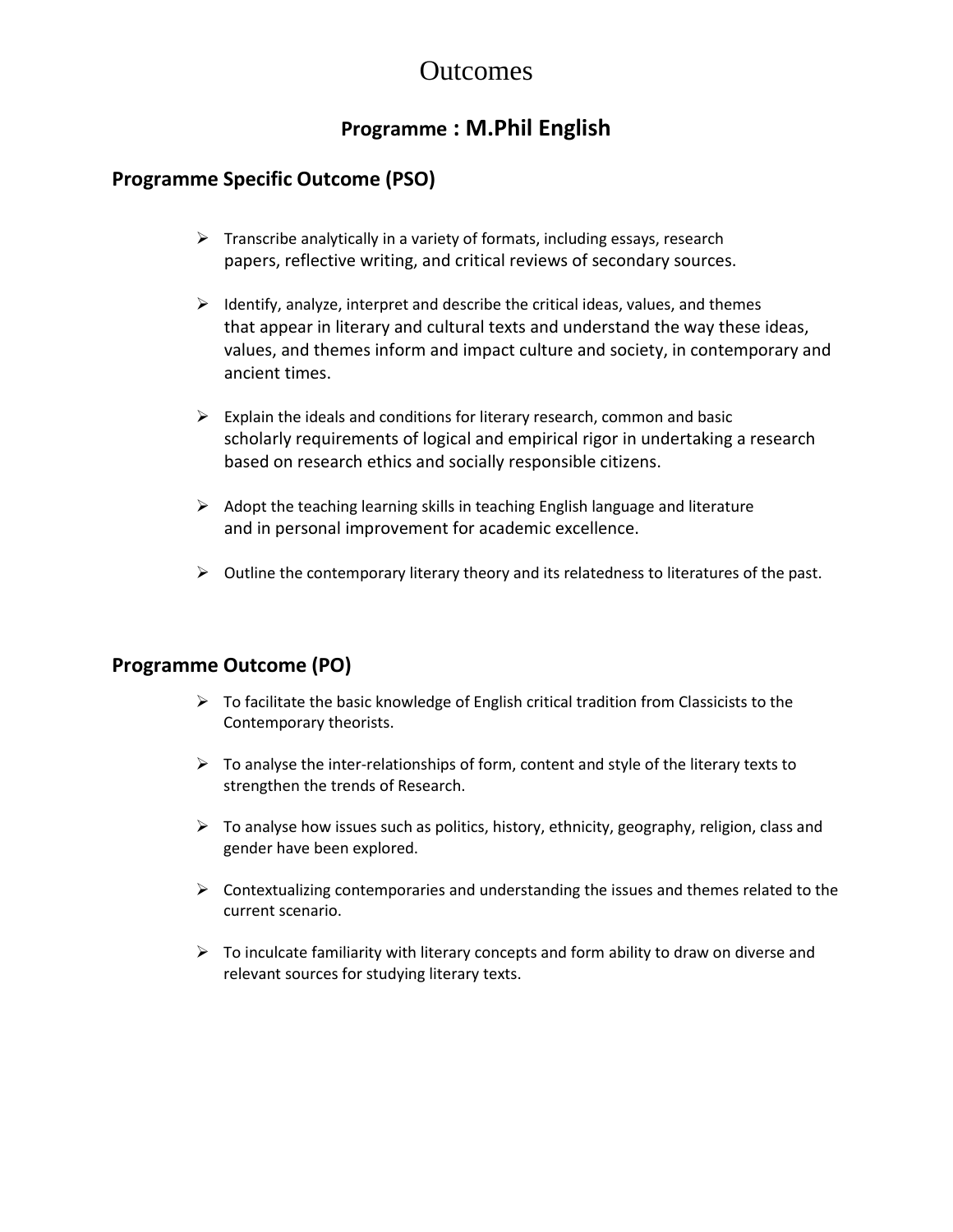# Outcomes

## Programme : M.Phil English

### Programme Specific Outcome (PSO)

- Transcribe analytically in a variety of formats, including essays, research papers, reflective writing, and critical reviews of secondary sources.
- Identify, analyze, interpret and describe the critical ideas, values, and themes that appear in literary and cultural texts and understand the way these ideas, values, and themes inform and impact culture and society, in contemporary and ancient times.
- Explain the ideals and conditions for literary research, common and basic scholarly requirements of logical and empirical rigor in undertaking a research based on research ethics and socially responsible citizens.
- Adopt the teaching learning skills in teaching English language and literature and in personal improvement for academic excellence.
- Outline the contemporary literary theory and its relatedness to literatures of the past.

### Programme Outcome (PO)

- To facilitate the basic knowledge of English critical tradition from Classicists to the Contemporary theorists.
- To analyse the inter-relationships of form, content and style of the literary texts to strengthen the trends of Research.
- To analyse how issues such as politics, history, ethnicity, geography, religion, class and gender have been explored.
- Contextualizing contemporaries and understanding the issues and themes related to the current scenario.
- To inculcate familiarity with literary concepts and form ability to draw on diverse and relevant sources for studying literary texts.